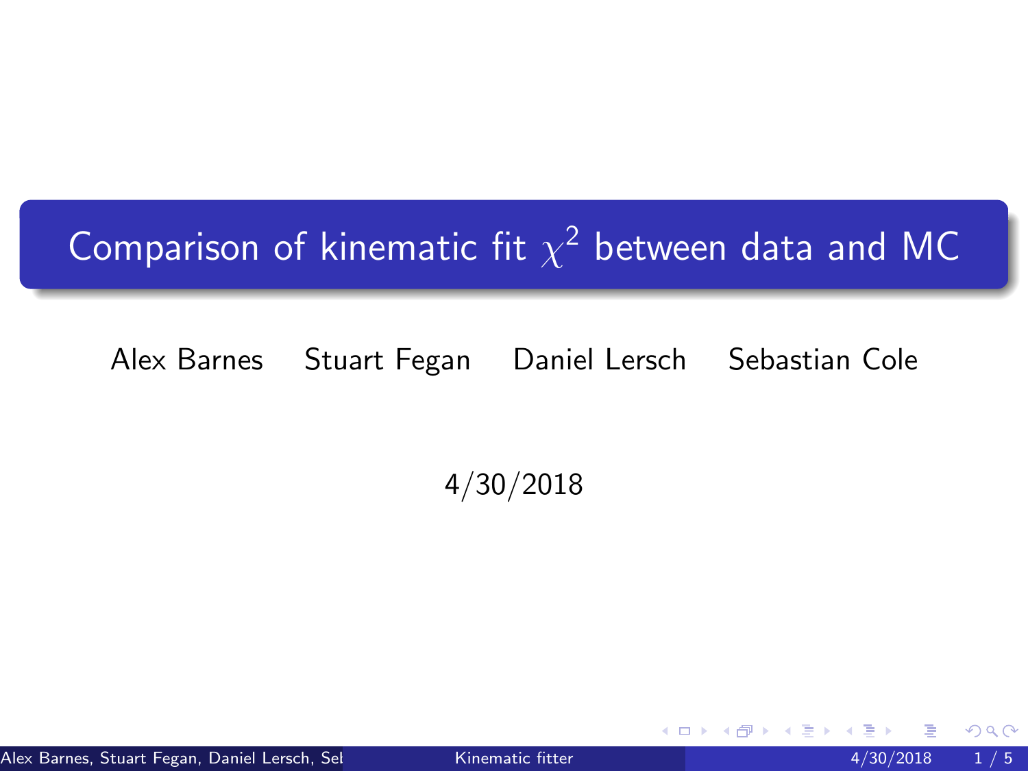# Comparison of kinematic fit $\chi^2$ between data and MC

Alex Barnes Stuart Fegan Daniel Lersch Sebastian Cole

4/30/2018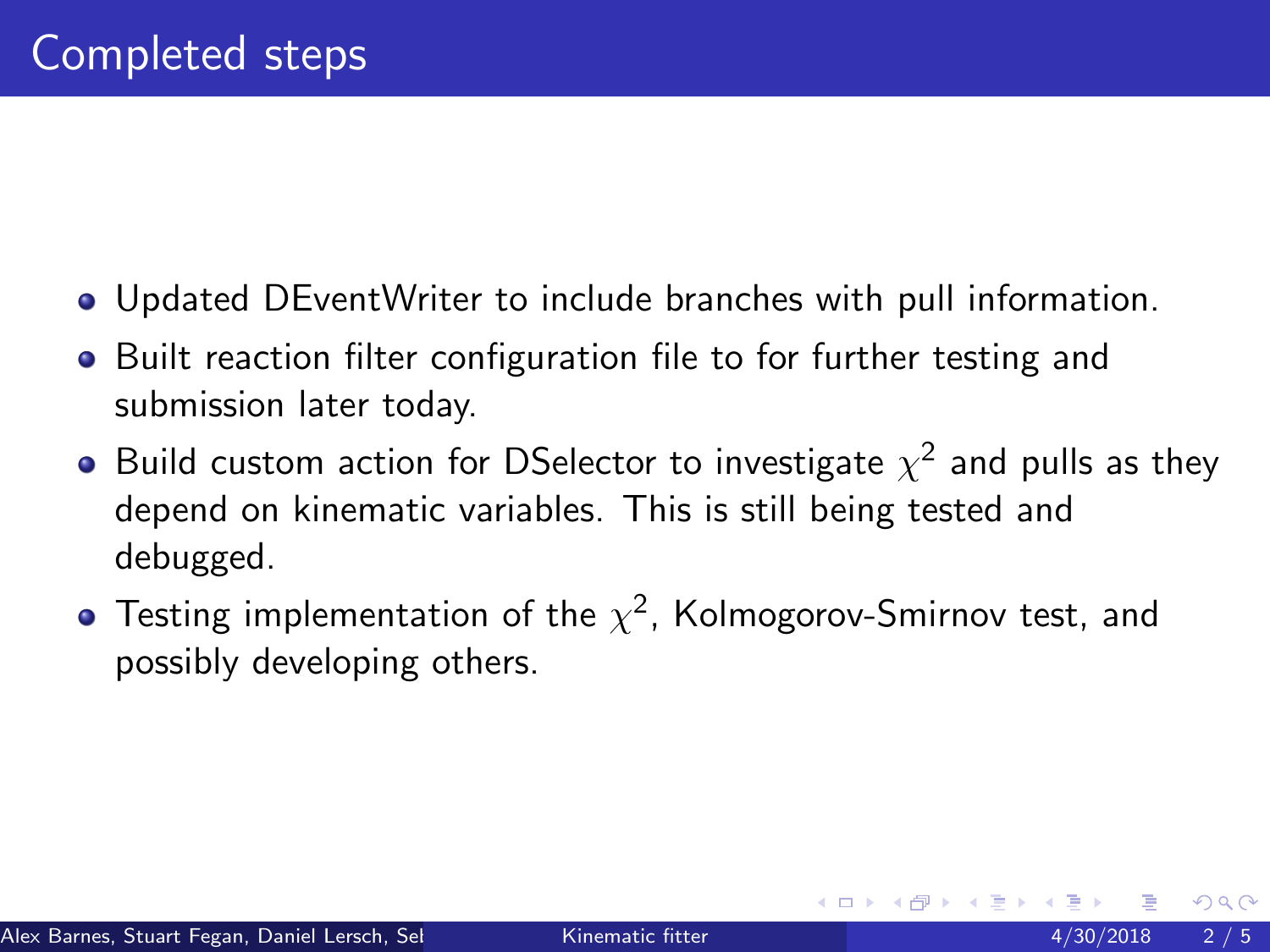# Completed steps

- Updated DEventWriter to include branches with pull information.
- Built reaction filter configuration file to for further testing and submission later today.
- Build custom action for DSelector to investigate $\chi^2$ and pulls as they depend on kinematic variables. This is still being tested and debugged.
- Testing implementation of the $\chi^2$, Kolmogorov-Smirnov test, and possibly developing others.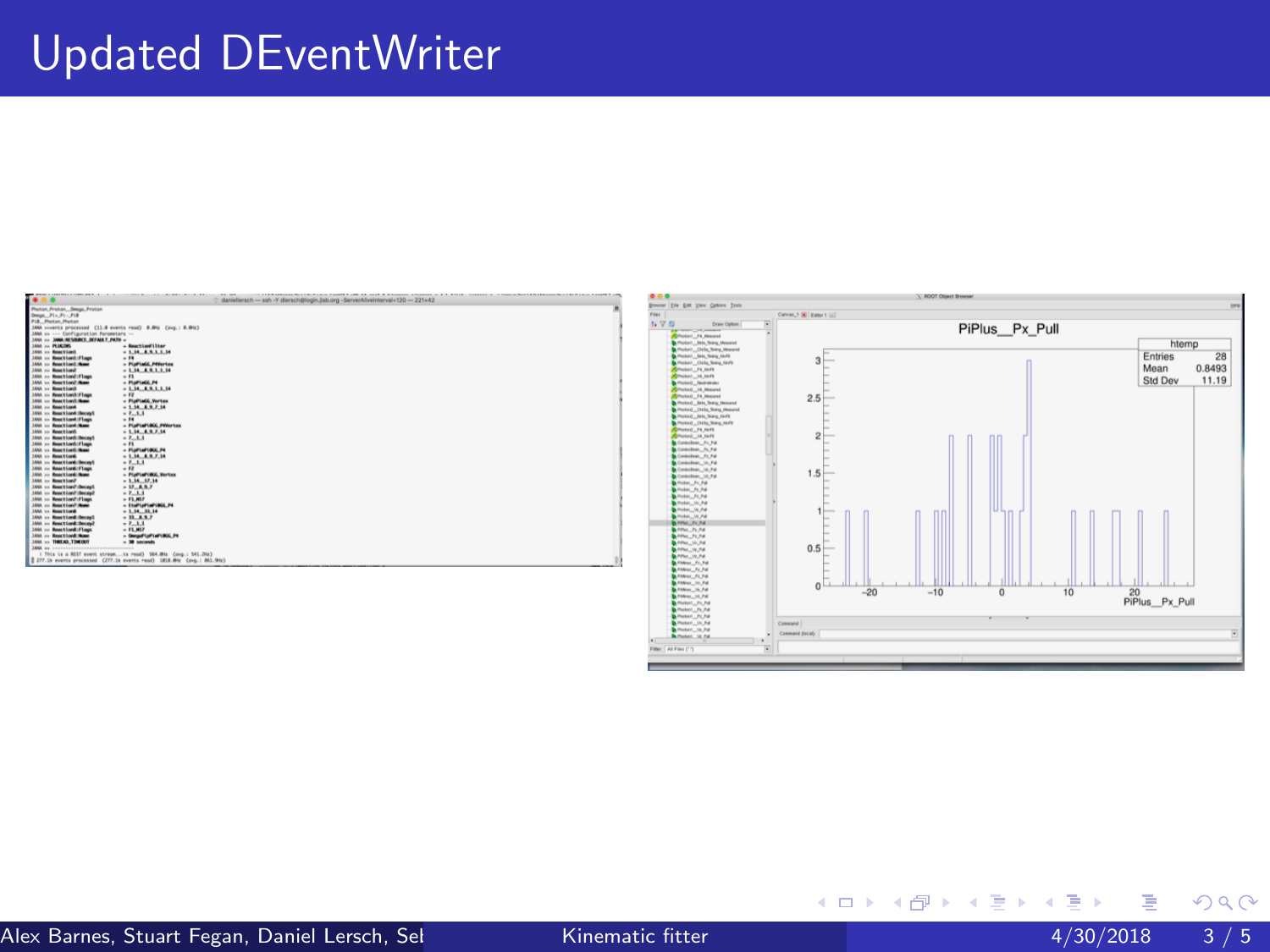# Updated DEventWriter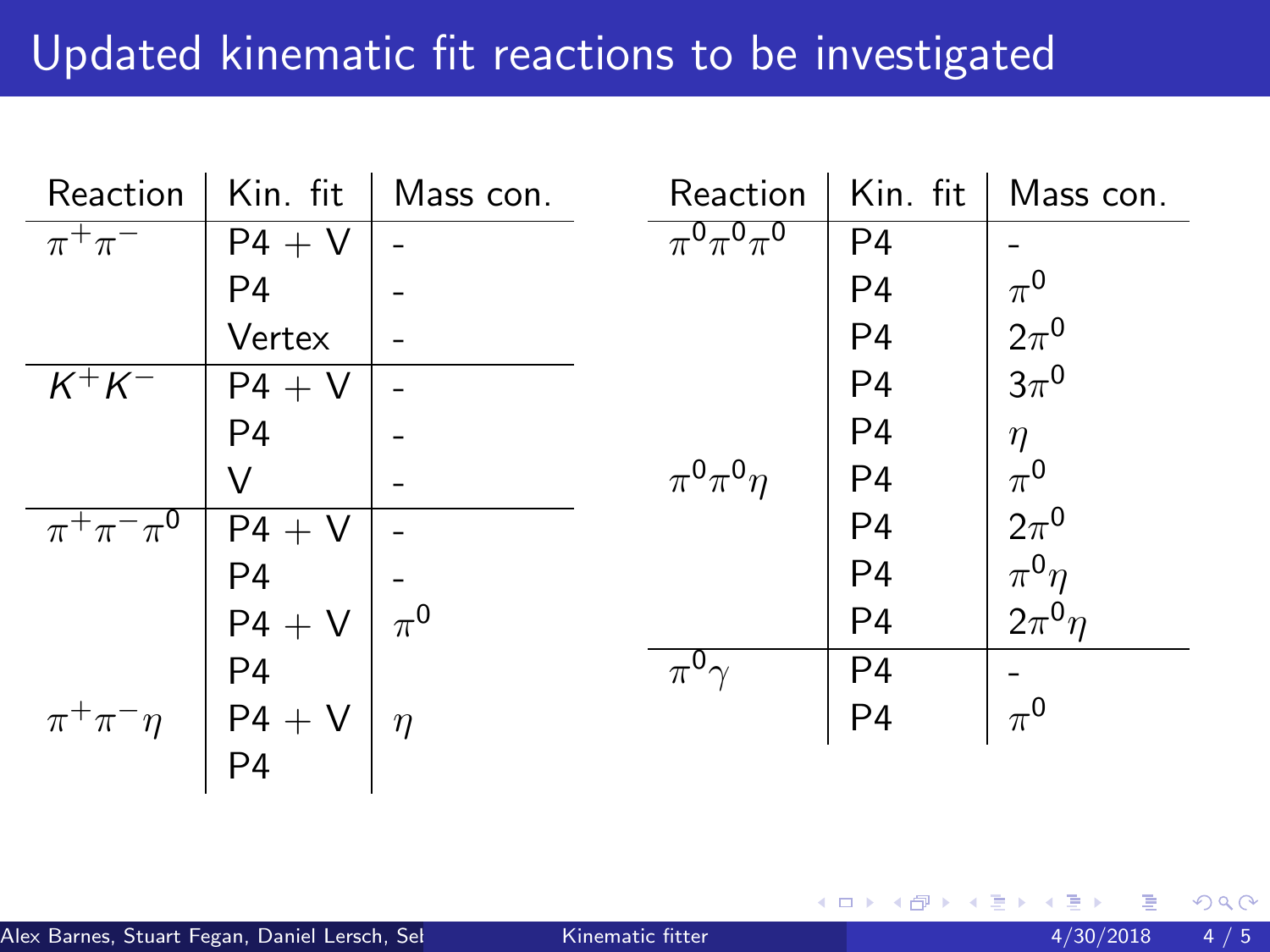# Updated kinematic fit reactions to be investigated

| Reaction | Kin. fit | Mass con. |
|---|---|---|
| $\pi^+\pi^-$ | P4 + V | - |
| | P4 | - |
| | Vertex | - |
| $K^+K^-$ | P4 + V | - |
| | P4 | - |
| | V | - |
| $\pi^+\pi^-\pi^0$ | P4 + V | - |
| | P4 | - |
| | P4 + V | $\pi^0$ |
| | P4 | |
| $\pi^+\pi^-\eta$ | P4 + V | $\eta$ |
| | P4 | |

| Reaction | Kin. fit | Mass con. |
|---|---|---|
| $\pi^0\pi^0\pi^0$ | P4 | - |
| | P4 | $\pi^0$ |
| | P4 | $2\pi^0$ |
| | P4 | $3\pi^0$ |
| | P4 | $\eta$ |
| $\pi^0\pi^0\eta$ | P4 | $\pi^0$ |
| | P4 | $2\pi^0$ |
| | P4 | $\pi^0\eta$ |
| | P4 | $2\pi^0\eta$ |
| $\pi^0\gamma$ | P4 | - |
| | P4 | $\pi^0$ |